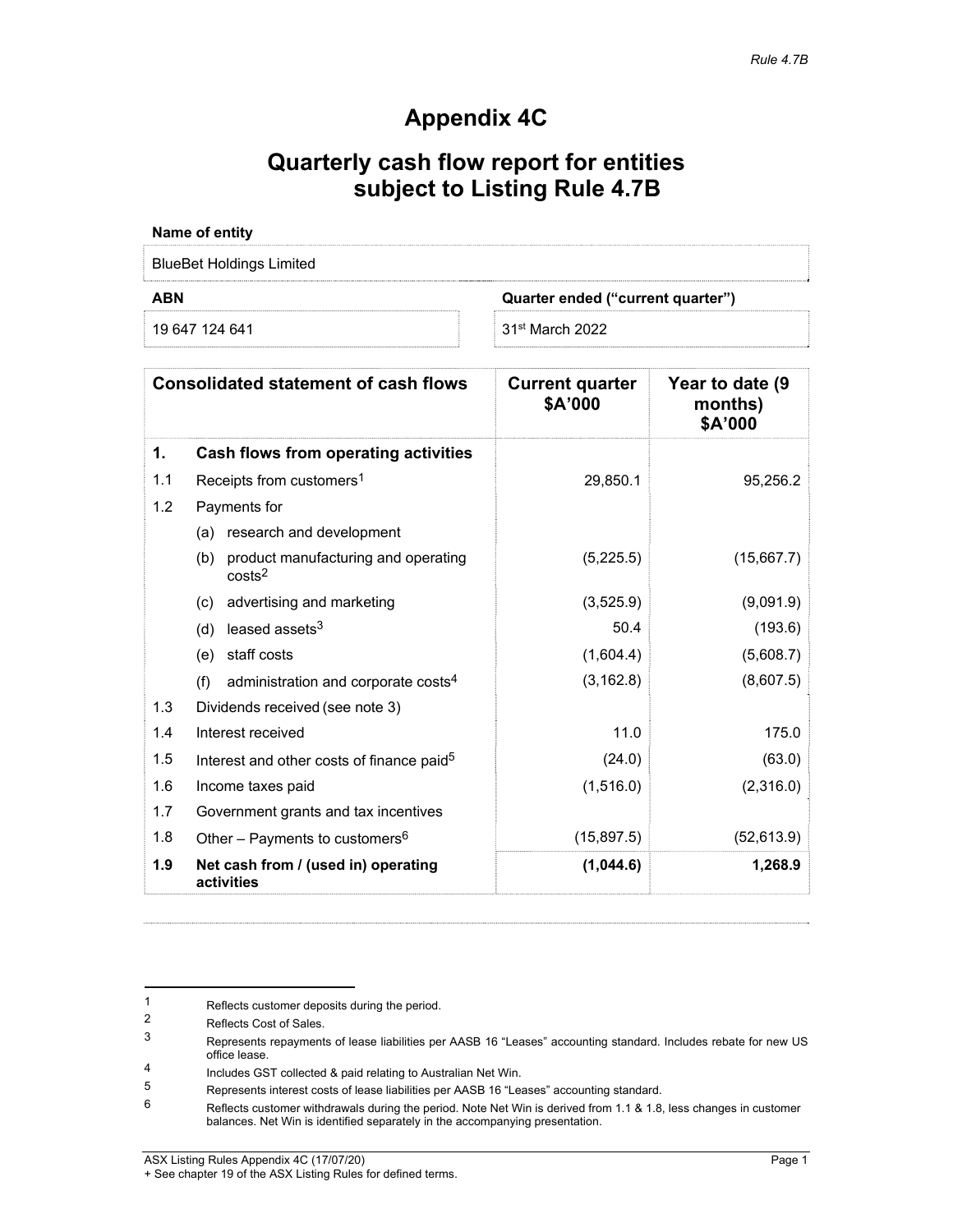# Appendix 4C

## Quarterly cash flow report for entities subject to Listing Rule 4.7B

**Name of entity**

BlueBet Holdings Limited

| ABN | Quarter ended (“current quarter”) |
|---|---|
| 19 647 124 641 | 31st March 2022 |

| Consolidated statement of cash flows | | Current quarter $A’000 | Year to date (9 months) $A’000 |
|---|---|---|---|
| **1.** | **Cash flows from operating activities** | | |
| 1.1 | Receipts from customers[1] | 29,850.1 | 95,256.2 |
| 1.2 | Payments for | | |
| | (a) research and development | | |
| | (b) product manufacturing and operating costs[2] | (5,225.5) | (15,667.7) |
| | (c) advertising and marketing | (3,525.9) | (9,091.9) |
| | (d) leased assets[3] | 50.4 | (193.6) |
| | (e) staff costs | (1,604.4) | (5,608.7) |
| | (f) administration and corporate costs[4] | (3,162.8) | (8,607.5) |
| 1.3 | Dividends received (see note 3) | | |
| 1.4 | Interest received | 11.0 | 175.0 |
| 1.5 | Interest and other costs of finance paid[5] | (24.0) | (63.0) |
| 1.6 | Income taxes paid | (1,516.0) | (2,316.0) |
| 1.7 | Government grants and tax incentives | | |
| 1.8 | Other – Payments to customers[6] | (15,897.5) | (52,613.9) |
| **1.9** | **Net cash from / (used in) operating activities** | **(1,044.6)** | **1,268.9** |

1 Reflects customer deposits during the period.

2 Reflects Cost of Sales.

3 Represents repayments of lease liabilities per AASB 16 “Leases” accounting standard. Includes rebate for new US office lease.

4 Includes GST collected & paid relating to Australian Net Win.

5 Represents interest costs of lease liabilities per AASB 16 “Leases” accounting standard.

6 Reflects customer withdrawals during the period. Note Net Win is derived from 1.1 & 1.8, less changes in customer balances. Net Win is identified separately in the accompanying presentation.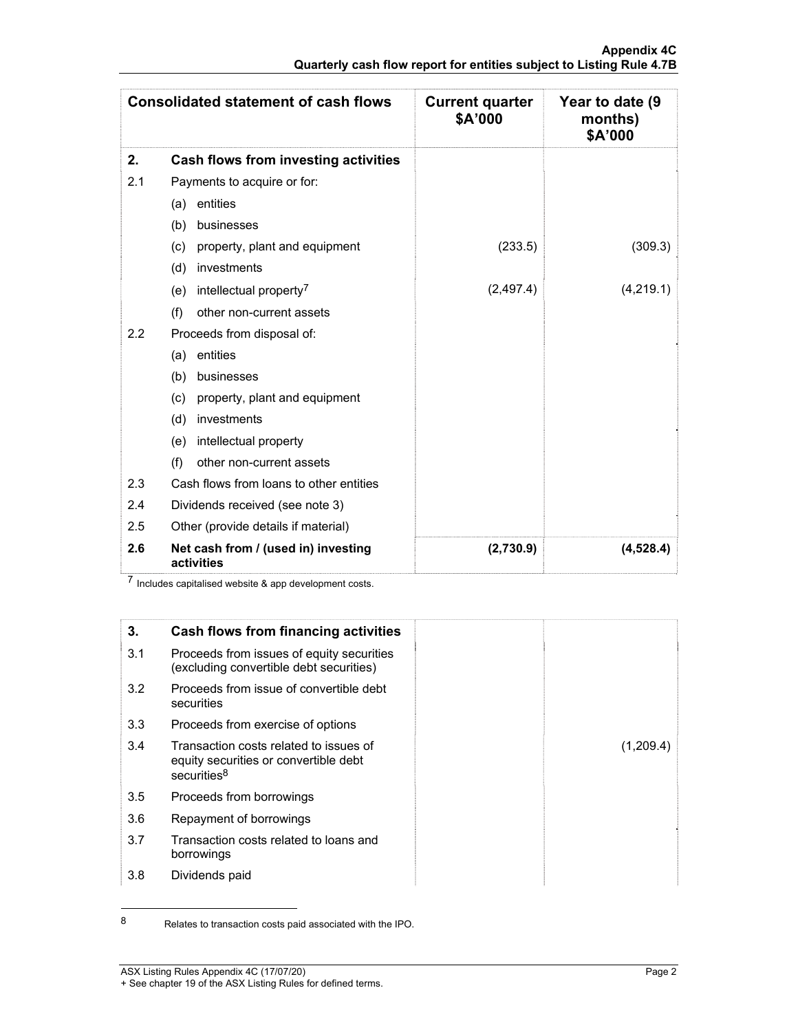| Consolidated statement of cash flows | | Current quarter \$A'000 | Year to date (9 months) \$A'000 |
|---|---|---|---|
| **2.** | **Cash flows from investing activities** | | |
| 2.1 | Payments to acquire or for: | | |
| | (a) entities | | |
| | (b) businesses | | |
| | (c) property, plant and equipment | (233.5) | (309.3) |
| | (d) investments | | |
| | (e) intellectual property[7] | (2,497.4) | (4,219.1) |
| | (f) other non-current assets | | |
| 2.2 | Proceeds from disposal of: | | |
| | (a) entities | | |
| | (b) businesses | | |
| | (c) property, plant and equipment | | |
| | (d) investments | | |
| | (e) intellectual property | | |
| | (f) other non-current assets | | |
| 2.3 | Cash flows from loans to other entities | | |
| 2.4 | Dividends received (see note 3) | | |
| 2.5 | Other (provide details if material) | | |
| **2.6** | **Net cash from / (used in) investing activities** | **(2,730.9)** | **(4,528.4)** |

[7] Includes capitalised website & app development costs.

| **3.** | **Cash flows from financing activities** | | |
|---|---|---|---|
| 3.1 | Proceeds from issues of equity securities (excluding convertible debt securities) | | |
| 3.2 | Proceeds from issue of convertible debt securities | | |
| 3.3 | Proceeds from exercise of options | | |
| 3.4 | Transaction costs related to issues of equity securities or convertible debt securities[8] | | (1,209.4) |
| 3.5 | Proceeds from borrowings | | |
| 3.6 | Repayment of borrowings | | |
| 3.7 | Transaction costs related to loans and borrowings | | |
| 3.8 | Dividends paid | | |

[8] Relates to transaction costs paid associated with the IPO.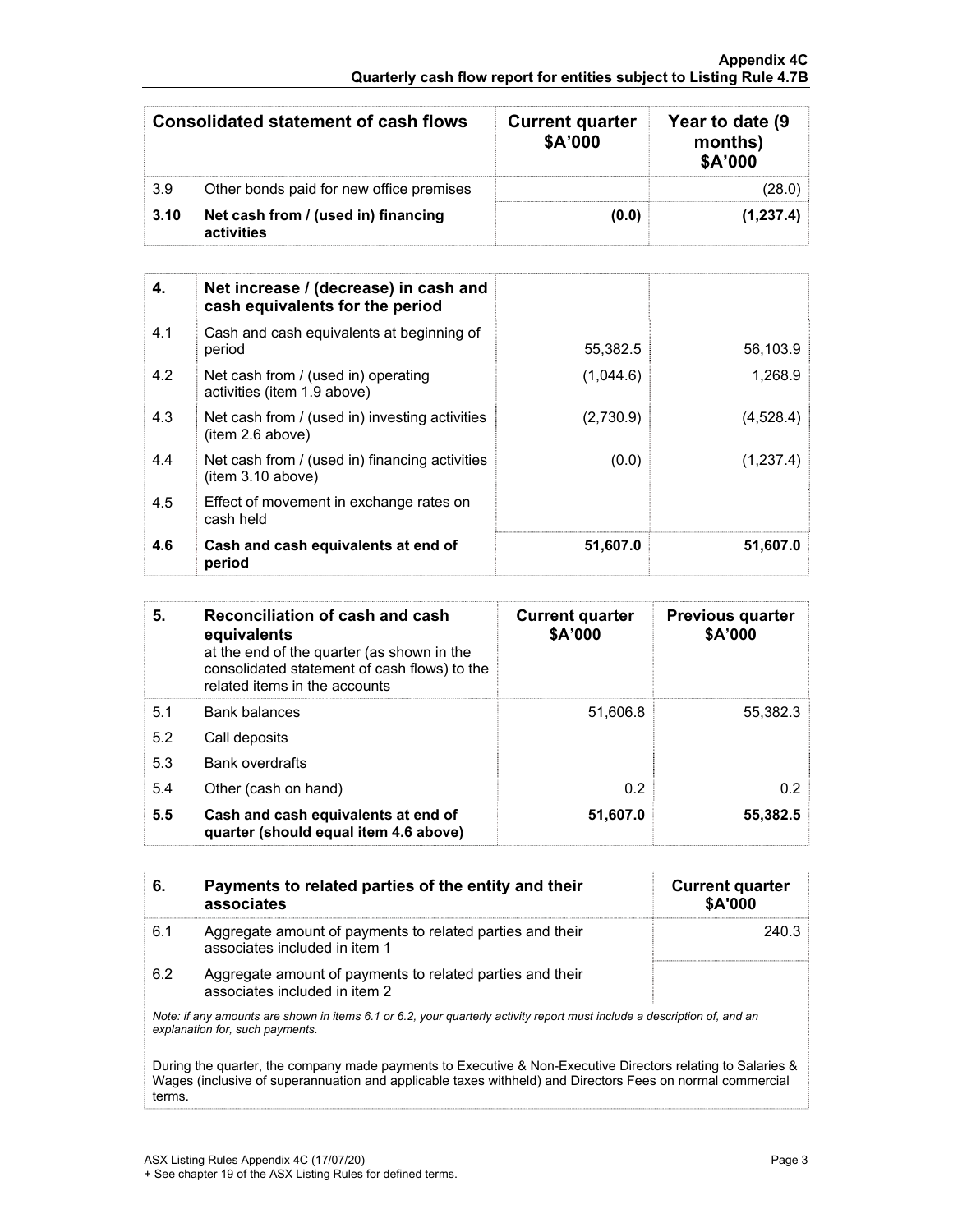| Consolidated statement of cash flows | | Current quarter $A'000 | Year to date (9 months) $A'000 |
|---|---|---|---|
| 3.9 | Other bonds paid for new office premises | | (28.0) |
| **3.10** | **Net cash from / (used in) financing activities** | **(0.0)** | **(1,237.4)** |

| **4.** | **Net increase / (decrease) in cash and cash equivalents for the period** | | |
|---|---|---|---|
| 4.1 | Cash and cash equivalents at beginning of period | 55,382.5 | 56,103.9 |
| 4.2 | Net cash from / (used in) operating activities (item 1.9 above) | (1,044.6) | 1,268.9 |
| 4.3 | Net cash from / (used in) investing activities (item 2.6 above) | (2,730.9) | (4,528.4) |
| 4.4 | Net cash from / (used in) financing activities (item 3.10 above) | (0.0) | (1,237.4) |
| 4.5 | Effect of movement in exchange rates on cash held | | |
| **4.6** | **Cash and cash equivalents at end of period** | **51,607.0** | **51,607.0** |

| **5.** | **Reconciliation of cash and cash equivalents** at the end of the quarter (as shown in the consolidated statement of cash flows) to the related items in the accounts | **Current quarter $A'000** | **Previous quarter $A'000** |
|---|---|---|---|
| 5.1 | Bank balances | 51,606.8 | 55,382.3 |
| 5.2 | Call deposits | | |
| 5.3 | Bank overdrafts | | |
| 5.4 | Other (cash on hand) | 0.2 | 0.2 |
| **5.5** | **Cash and cash equivalents at end of quarter (should equal item 4.6 above)** | **51,607.0** | **55,382.5** |

| **6.** | **Payments to related parties of the entity and their associates** | **Current quarter $A'000** |
|---|---|---|
| 6.1 | Aggregate amount of payments to related parties and their associates included in item 1 | 240.3 |
| 6.2 | Aggregate amount of payments to related parties and their associates included in item 2 | |

*Note: if any amounts are shown in items 6.1 or 6.2, your quarterly activity report must include a description of, and an explanation for, such payments.*

During the quarter, the company made payments to Executive & Non-Executive Directors relating to Salaries & Wages (inclusive of superannuation and applicable taxes withheld) and Directors Fees on normal commercial terms.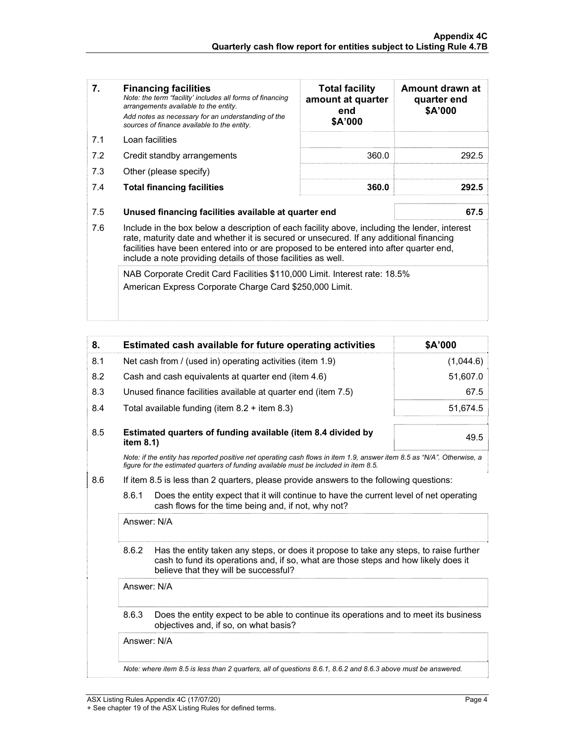| 7. | **Financing facilities**<br>*Note: the term "facility' includes all forms of financing arrangements available to the entity.*<br>*Add notes as necessary for an understanding of the sources of finance available to the entity.* | **Total facility amount at quarter end**<br>**$A'000** | **Amount drawn at quarter end**<br>**$A'000** |
|---|---|---|---|
| 7.1 | Loan facilities | | |
| 7.2 | Credit standby arrangements | 360.0 | 292.5 |
| 7.3 | Other (please specify) | | |
| 7.4 | **Total financing facilities** | **360.0** | **292.5** |
| 7.5 | **Unused financing facilities available at quarter end** | | **67.5** |

7.6 Include in the box below a description of each facility above, including the lender, interest rate, maturity date and whether it is secured or unsecured. If any additional financing facilities have been entered into or are proposed to be entered into after quarter end, include a note providing details of those facilities as well.

NAB Corporate Credit Card Facilities $110,000 Limit. Interest rate: 18.5%

American Express Corporate Charge Card $250,000 Limit.

| 8. | **Estimated cash available for future operating activities** | **$A'000** |
|---|---|---|
| 8.1 | Net cash from / (used in) operating activities (item 1.9) | (1,044.6) |
| 8.2 | Cash and cash equivalents at quarter end (item 4.6) | 51,607.0 |
| 8.3 | Unused finance facilities available at quarter end (item 7.5) | 67.5 |
| 8.4 | Total available funding (item 8.2 + item 8.3) | 51,674.5 |
| 8.5 | **Estimated quarters of funding available (item 8.4 divided by item 8.1)** | 49.5 |

*Note: if the entity has reported positive net operating cash flows in item 1.9, answer item 8.5 as "N/A". Otherwise, a figure for the estimated quarters of funding available must be included in item 8.5.*

8.6 If item 8.5 is less than 2 quarters, please provide answers to the following questions:

8.6.1 Does the entity expect that it will continue to have the current level of net operating cash flows for the time being and, if not, why not?

Answer: N/A

8.6.2 Has the entity taken any steps, or does it propose to take any steps, to raise further cash to fund its operations and, if so, what are those steps and how likely does it believe that they will be successful?

Answer: N/A

8.6.3 Does the entity expect to be able to continue its operations and to meet its business objectives and, if so, on what basis?

Answer: N/A

*Note: where item 8.5 is less than 2 quarters, all of questions 8.6.1, 8.6.2 and 8.6.3 above must be answered.*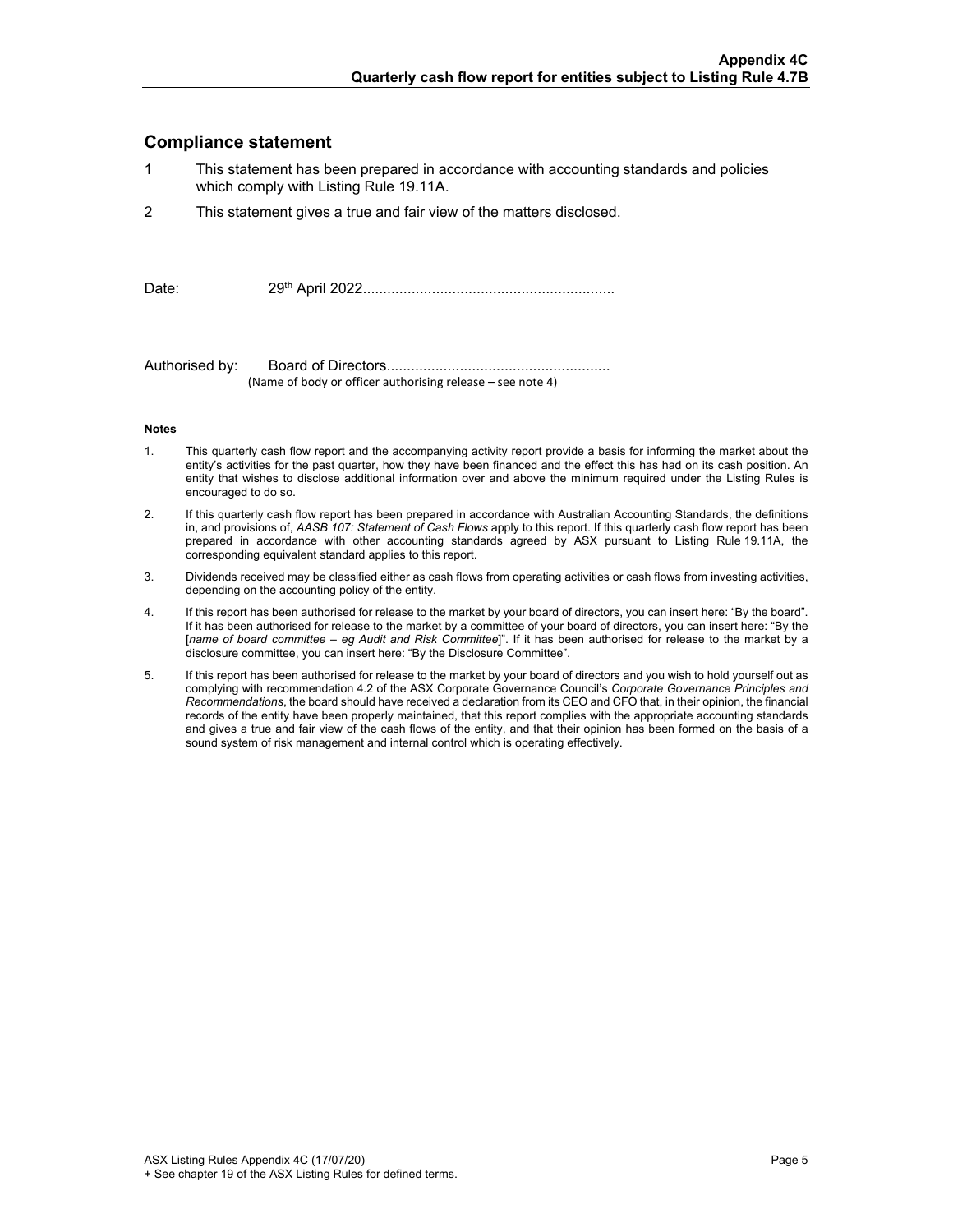## Compliance statement

1 This statement has been prepared in accordance with accounting standards and policies which comply with Listing Rule 19.11A.

2 This statement gives a true and fair view of the matters disclosed.

Date: 29th April 2022..............................................................

Authorised by: Board of Directors.......................................................
(Name of body or officer authorising release – see note 4)

**Notes**

1. This quarterly cash flow report and the accompanying activity report provide a basis for informing the market about the entity's activities for the past quarter, how they have been financed and the effect this has had on its cash position. An entity that wishes to disclose additional information over and above the minimum required under the Listing Rules is encouraged to do so.

2. If this quarterly cash flow report has been prepared in accordance with Australian Accounting Standards, the definitions in, and provisions of, *AASB 107: Statement of Cash Flows* apply to this report. If this quarterly cash flow report has been prepared in accordance with other accounting standards agreed by ASX pursuant to Listing Rule 19.11A, the corresponding equivalent standard applies to this report.

3. Dividends received may be classified either as cash flows from operating activities or cash flows from investing activities, depending on the accounting policy of the entity.

4. If this report has been authorised for release to the market by your board of directors, you can insert here: "By the board". If it has been authorised for release to the market by a committee of your board of directors, you can insert here: "By the [*name of board committee – eg Audit and Risk Committee*]". If it has been authorised for release to the market by a disclosure committee, you can insert here: "By the Disclosure Committee".

5. If this report has been authorised for release to the market by your board of directors and you wish to hold yourself out as complying with recommendation 4.2 of the ASX Corporate Governance Council's *Corporate Governance Principles and Recommendations*, the board should have received a declaration from its CEO and CFO that, in their opinion, the financial records of the entity have been properly maintained, that this report complies with the appropriate accounting standards and gives a true and fair view of the cash flows of the entity, and that their opinion has been formed on the basis of a sound system of risk management and internal control which is operating effectively.